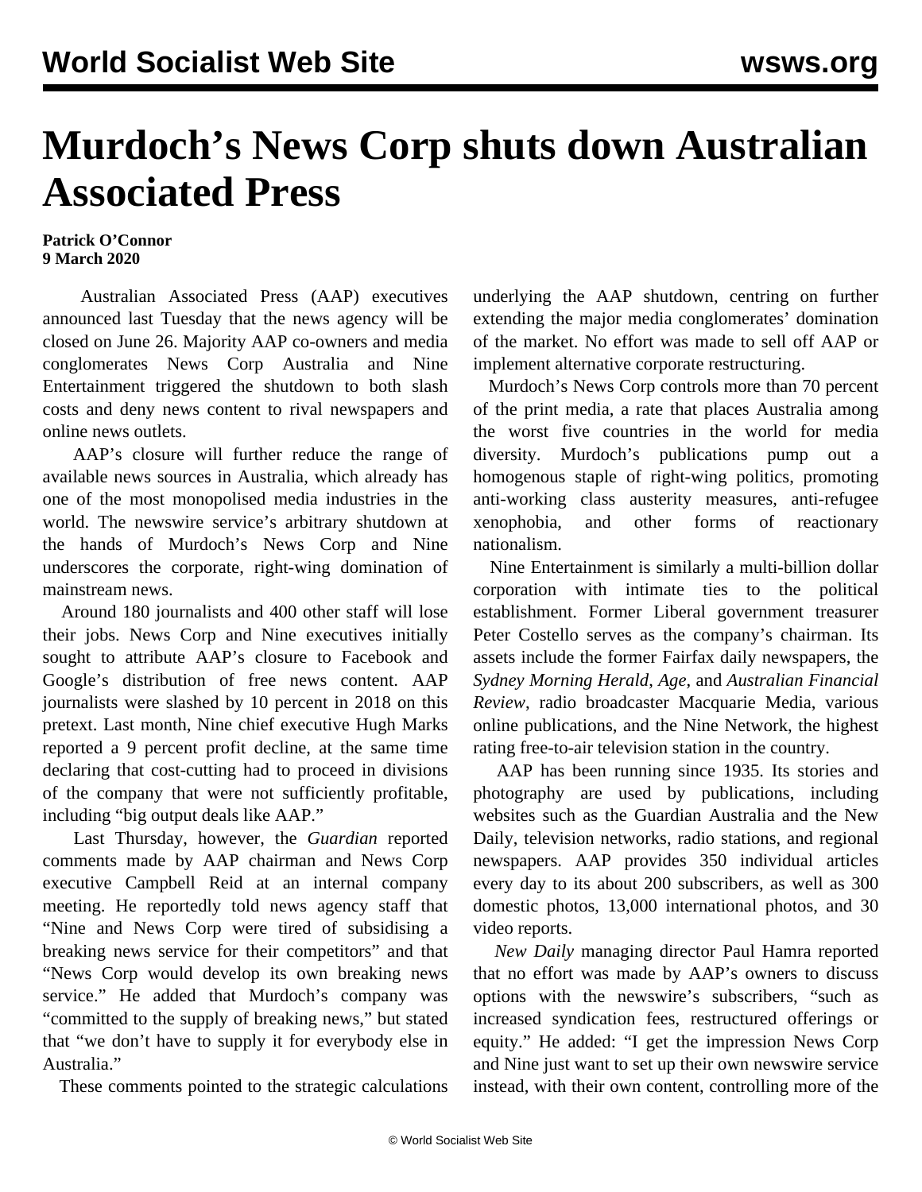# Murdoch's News Corp shuts down Australian Associated Press

**Patrick O'Connor**
**9 March 2020**

Australian Associated Press (AAP) executives announced last Tuesday that the news agency will be closed on June 26. Majority AAP co-owners and media conglomerates News Corp Australia and Nine Entertainment triggered the shutdown to both slash costs and deny news content to rival newspapers and online news outlets.

AAP's closure will further reduce the range of available news sources in Australia, which already has one of the most monopolised media industries in the world. The newswire service's arbitrary shutdown at the hands of Murdoch's News Corp and Nine underscores the corporate, right-wing domination of mainstream news.

Around 180 journalists and 400 other staff will lose their jobs. News Corp and Nine executives initially sought to attribute AAP's closure to Facebook and Google's distribution of free news content. AAP journalists were slashed by 10 percent in 2018 on this pretext. Last month, Nine chief executive Hugh Marks reported a 9 percent profit decline, at the same time declaring that cost-cutting had to proceed in divisions of the company that were not sufficiently profitable, including "big output deals like AAP."

Last Thursday, however, the *Guardian* reported comments made by AAP chairman and News Corp executive Campbell Reid at an internal company meeting. He reportedly told news agency staff that "Nine and News Corp were tired of subsidising a breaking news service for their competitors" and that "News Corp would develop its own breaking news service." He added that Murdoch's company was "committed to the supply of breaking news," but stated that "we don't have to supply it for everybody else in Australia."

These comments pointed to the strategic calculations underlying the AAP shutdown, centring on further extending the major media conglomerates' domination of the market. No effort was made to sell off AAP or implement alternative corporate restructuring.

Murdoch's News Corp controls more than 70 percent of the print media, a rate that places Australia among the worst five countries in the world for media diversity. Murdoch's publications pump out a homogenous staple of right-wing politics, promoting anti-working class austerity measures, anti-refugee xenophobia, and other forms of reactionary nationalism.

Nine Entertainment is similarly a multi-billion dollar corporation with intimate ties to the political establishment. Former Liberal government treasurer Peter Costello serves as the company's chairman. Its assets include the former Fairfax daily newspapers, the *Sydney Morning Herald*, *Age*, and *Australian Financial Review*, radio broadcaster Macquarie Media, various online publications, and the Nine Network, the highest rating free-to-air television station in the country.

AAP has been running since 1935. Its stories and photography are used by publications, including websites such as the Guardian Australia and the New Daily, television networks, radio stations, and regional newspapers. AAP provides 350 individual articles every day to its about 200 subscribers, as well as 300 domestic photos, 13,000 international photos, and 30 video reports.

*New Daily* managing director Paul Hamra reported that no effort was made by AAP's owners to discuss options with the newswire's subscribers, "such as increased syndication fees, restructured offerings or equity." He added: "I get the impression News Corp and Nine just want to set up their own newswire service instead, with their own content, controlling more of the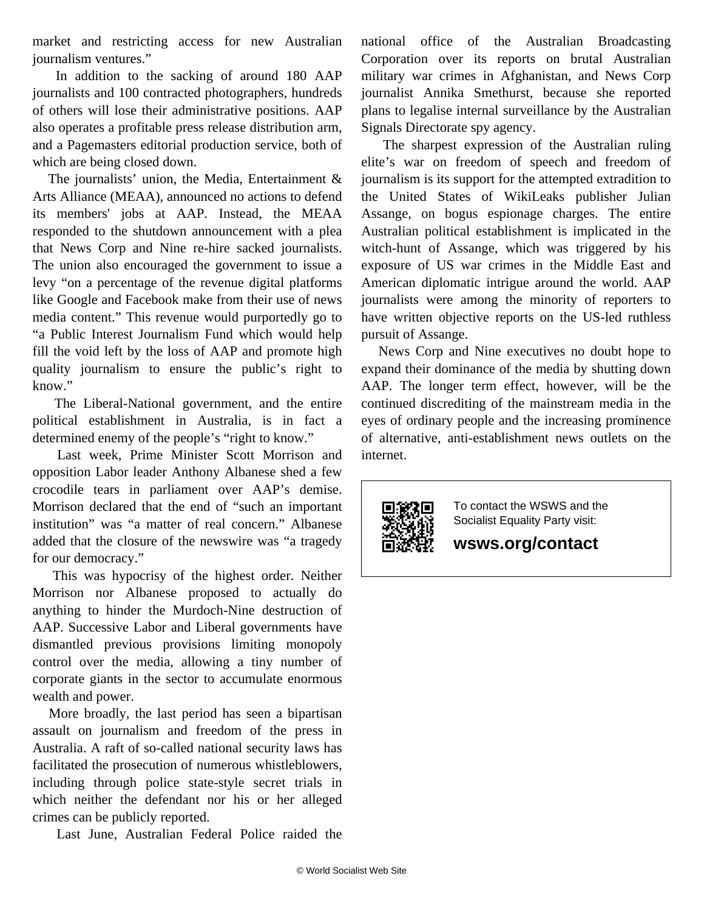market and restricting access for new Australian journalism ventures."

In addition to the sacking of around 180 AAP journalists and 100 contracted photographers, hundreds of others will lose their administrative positions. AAP also operates a profitable press release distribution arm, and a Pagemasters editorial production service, both of which are being closed down.

The journalists' union, the Media, Entertainment & Arts Alliance (MEAA), announced no actions to defend its members' jobs at AAP. Instead, the MEAA responded to the shutdown announcement with a plea that News Corp and Nine re-hire sacked journalists. The union also encouraged the government to issue a levy "on a percentage of the revenue digital platforms like Google and Facebook make from their use of news media content." This revenue would purportedly go to "a Public Interest Journalism Fund which would help fill the void left by the loss of AAP and promote high quality journalism to ensure the public's right to know."

The Liberal-National government, and the entire political establishment in Australia, is in fact a determined enemy of the people's "right to know."

Last week, Prime Minister Scott Morrison and opposition Labor leader Anthony Albanese shed a few crocodile tears in parliament over AAP's demise. Morrison declared that the end of "such an important institution" was "a matter of real concern." Albanese added that the closure of the newswire was "a tragedy for our democracy."

This was hypocrisy of the highest order. Neither Morrison nor Albanese proposed to actually do anything to hinder the Murdoch-Nine destruction of AAP. Successive Labor and Liberal governments have dismantled previous provisions limiting monopoly control over the media, allowing a tiny number of corporate giants in the sector to accumulate enormous wealth and power.

More broadly, the last period has seen a bipartisan assault on journalism and freedom of the press in Australia. A raft of so-called national security laws has facilitated the prosecution of numerous whistleblowers, including through police state-style secret trials in which neither the defendant nor his or her alleged crimes can be publicly reported.

Last June, Australian Federal Police raided the national office of the Australian Broadcasting Corporation over its reports on brutal Australian military war crimes in Afghanistan, and News Corp journalist Annika Smethurst, because she reported plans to legalise internal surveillance by the Australian Signals Directorate spy agency.

The sharpest expression of the Australian ruling elite's war on freedom of speech and freedom of journalism is its support for the attempted extradition to the United States of WikiLeaks publisher Julian Assange, on bogus espionage charges. The entire Australian political establishment is implicated in the witch-hunt of Assange, which was triggered by his exposure of US war crimes in the Middle East and American diplomatic intrigue around the world. AAP journalists were among the minority of reporters to have written objective reports on the US-led ruthless pursuit of Assange.

News Corp and Nine executives no doubt hope to expand their dominance of the media by shutting down AAP. The longer term effect, however, will be the continued discrediting of the mainstream media in the eyes of ordinary people and the increasing prominence of alternative, anti-establishment news outlets on the internet.

To contact the WSWS and the Socialist Equality Party visit:

**wsws.org/contact**